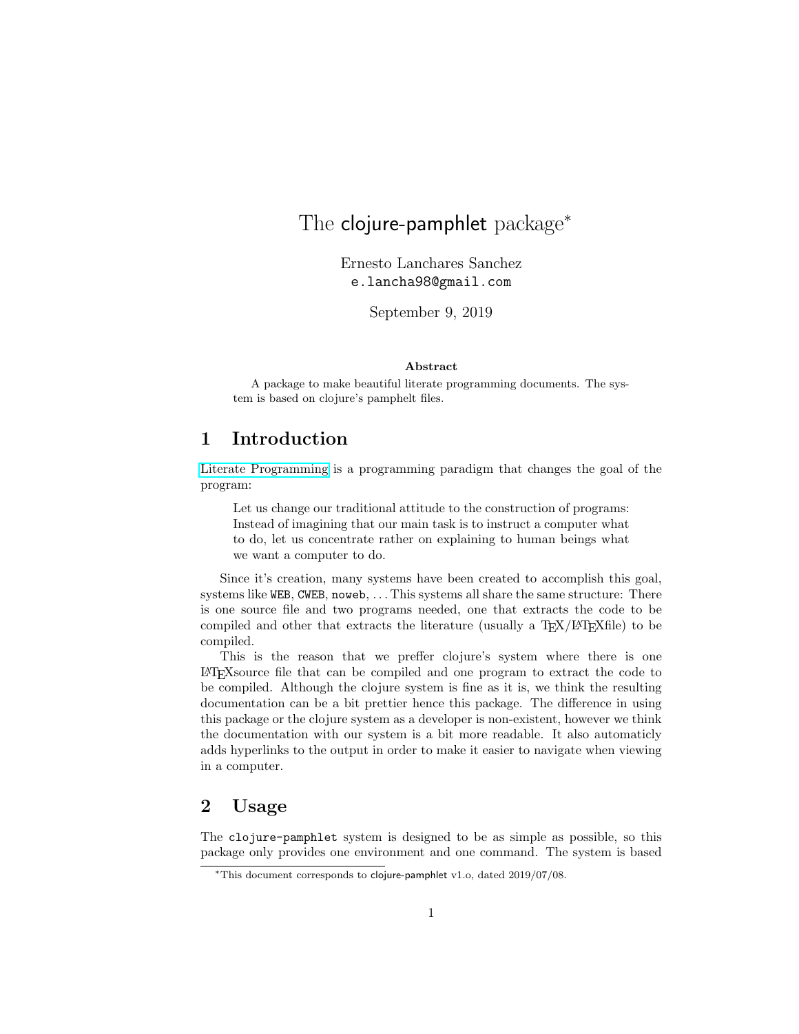# The clojure-pamphlet package*

Ernesto Lanchares Sanchez
e.lancha98@gmail.com

September 9, 2019

**Abstract**

A package to make beautiful literate programming documents. The system is based on clojure's pamphelt files.

## 1 Introduction

Literate Programming is a programming paradigm that changes the goal of the program:

> Let us change our traditional attitude to the construction of programs: Instead of imagining that our main task is to instruct a computer what to do, let us concentrate rather on explaining to human beings what we want a computer to do.

Since it's creation, many systems have been created to accomplish this goal, systems like `WEB`, `CWEB`, `noweb`, ... This systems all share the same structure: There is one source file and two programs needed, one that extracts the code to be compiled and other that extracts the literature (usually a TeX/LaTeXfile) to be compiled.

This is the reason that we preffer clojure's system where there is one LaTeXsource file that can be compiled and one program to extract the code to be compiled. Although the clojure system is fine as it is, we think the resulting documentation can be a bit prettier hence this package. The difference in using this package or the clojure system as a developer is non-existent, however we think the documentation with our system is a bit more readable. It also automaticly adds hyperlinks to the output in order to make it easier to navigate when viewing in a computer.

## 2 Usage

The `clojure-pamphlet` system is designed to be as simple as possible, so this package only provides one environment and one command. The system is based

*This document corresponds to clojure-pamphlet v1.o, dated 2019/07/08.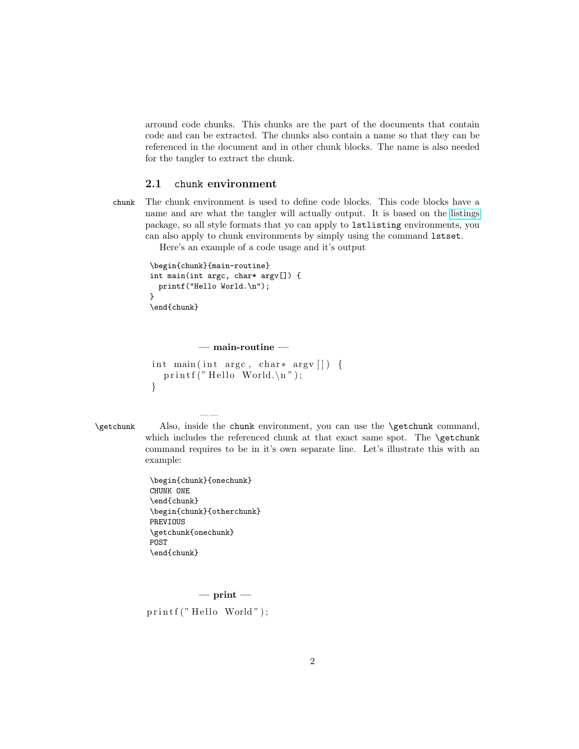arround code chunks. This chunks are the part of the documents that contain code and can be extracted. The chunks also contain a name so that they can be referenced in the document and in other chunk blocks. The name is also needed for the tangler to extract the chunk.

## 2.1 `chunk` environment

`chunk` The chunk environment is used to define code blocks. This code blocks have a name and are what the tangler will actually output. It is based on the listings package, so all style formats that yo can apply to `lstlisting` environments, you can also apply to chunk environments by simply using the command `lstset`.

Here's an example of a code usage and it's output

```
\begin{chunk}{main-routine}
int main(int argc, char* argv[]) {
  printf("Hello World.\n");
}
\end{chunk}
```

**— main-routine —**

```
int main(int argc, char* argv[]) {
  printf("Hello World.\n");
}
```

——

`\getchunk` Also, inside the `chunk` environment, you can use the `\getchunk` command, which includes the referenced chunk at that exact same spot. The `\getchunk` command requires to be in it's own separate line. Let's illustrate this with an example:

```
\begin{chunk}{onechunk}
CHUNK ONE
\end{chunk}
\begin{chunk}{otherchunk}
PREVIOUS
\getchunk{onechunk}
POST
\end{chunk}
```

**— print —**

```
printf("Hello World");
```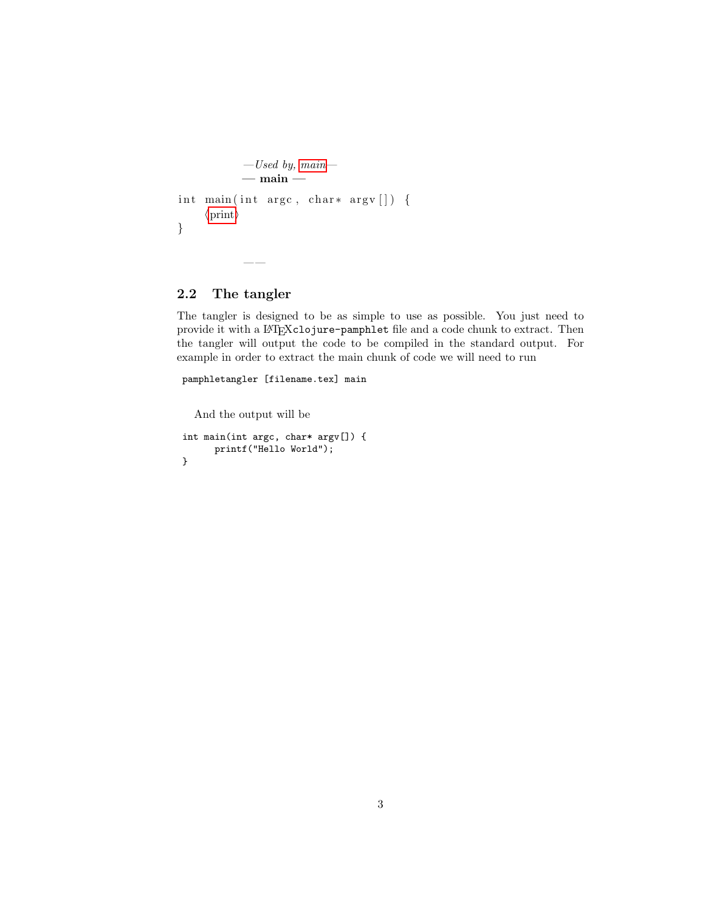—*Used by,* *main*—
— **main** —

```
int main(int argc, char* argv[]) {
    ⟨print⟩
}
```

——

## 2.2 The tangler

The tangler is designed to be as simple to use as possible. You just need to provide it with a LaTeXclojure-pamphlet file and a code chunk to extract. Then the tangler will output the code to be compiled in the standard output. For example in order to extract the main chunk of code we will need to run

```
pamphletangler [filename.tex] main
```

And the output will be

```
int main(int argc, char* argv[]) {
      printf("Hello World");
}
```